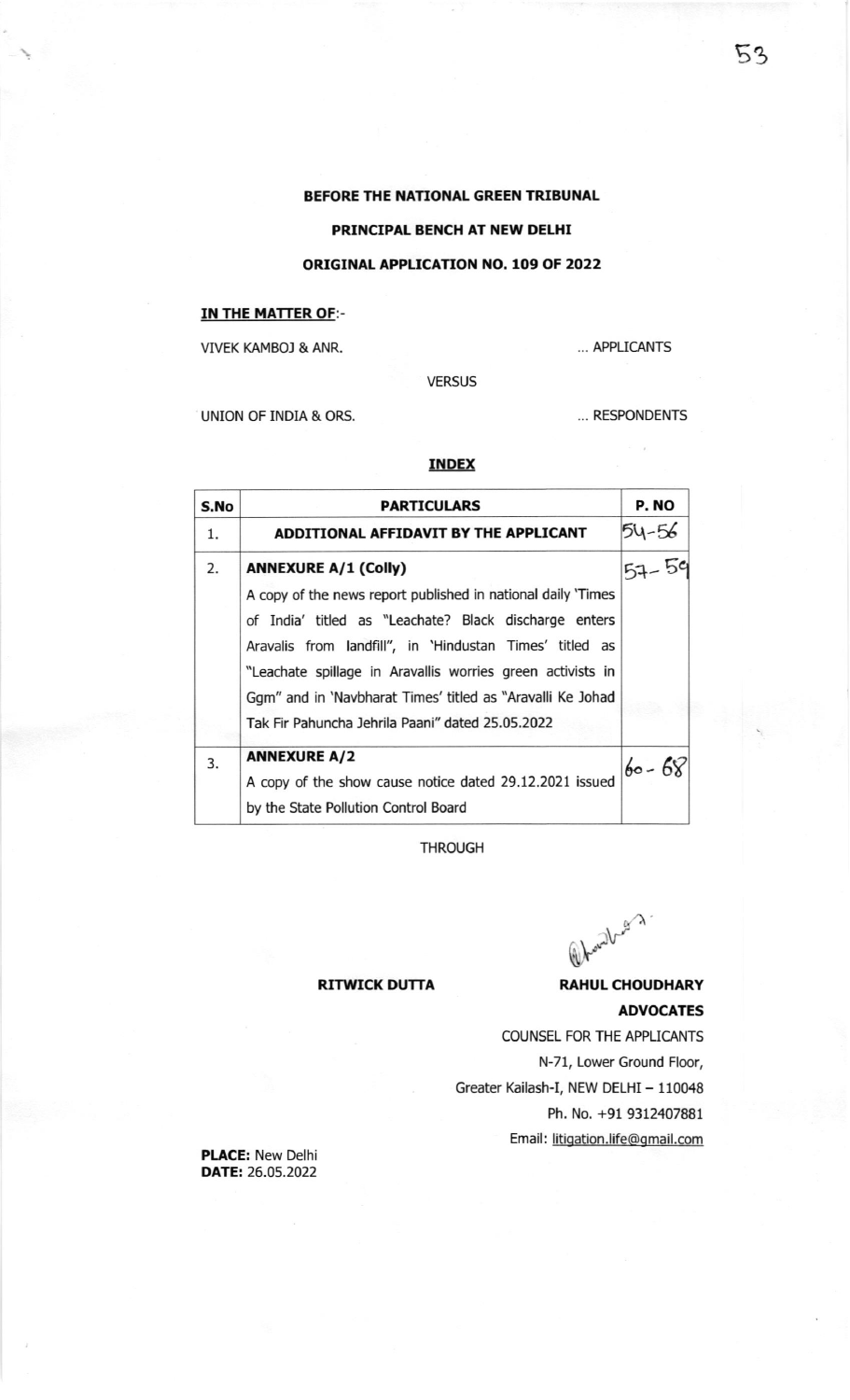**BEFORE THE NATIONAL GREEN TRIBUNAL**

**PRINCIPAL BENCH AT NEW DELHI**

**ORIGINAL APPLICATION NO. 109 OF 2022**

**IN THE MATTER OF**:-

VIVEK KAMBOJ & ANR. ... APPLICANTS

VERSUS

UNION OF INDIA & ORS. ... RESPONDENTS

**INDEX**

| S.No | PARTICULARS | P. NO |
|---|---|---|
| 1. | **ADDITIONAL AFFIDAVIT BY THE APPLICANT** | 54-56 |
| 2. | **ANNEXURE A/1 (Colly)** A copy of the news report published in national daily 'Times of India' titled as "Leachate? Black discharge enters Aravalis from landfill", in 'Hindustan Times' titled as "Leachate spillage in Aravallis worries green activists in Ggm" and in 'Navbharat Times' titled as "Aravalli Ke Johad Tak Fir Pahuncha Jehrila Paani" dated 25.05.2022 | 57-59 |
| 3. | **ANNEXURE A/2** A copy of the show cause notice dated 29.12.2021 issued by the State Pollution Control Board | 60-68 |

THROUGH

**RITWICK DUTTA** **RAHUL CHOUDHARY**

**ADVOCATES**

COUNSEL FOR THE APPLICANTS

N-71, Lower Ground Floor,

Greater Kailash-I, NEW DELHI – 110048

Ph. No. +91 9312407881

Email: litigation.life@gmail.com

**PLACE:** New Delhi

**DATE:** 26.05.2022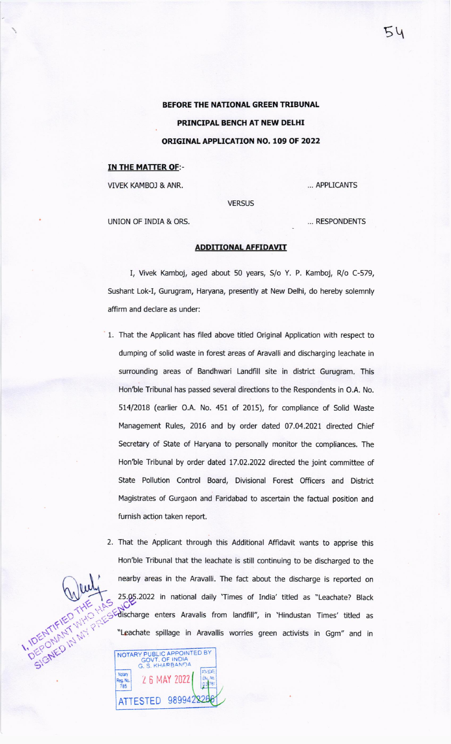**BEFORE THE NATIONAL GREEN TRIBUNAL**

**PRINCIPAL BENCH AT NEW DELHI**

**ORIGINAL APPLICATION NO. 109 OF 2022**

**IN THE MATTER OF**:-

VIVEK KAMBOJ & ANR. ... APPLICANTS

VERSUS

UNION OF INDIA & ORS. ... RESPONDENTS

**ADDITIONAL AFFIDAVIT**

I, Vivek Kamboj, aged about 50 years, S/o Y. P. Kamboj, R/o C-579, Sushant Lok-I, Gurugram, Haryana, presently at New Delhi, do hereby solemnly affirm and declare as under:

1. That the Applicant has filed above titled Original Application with respect to dumping of solid waste in forest areas of Aravalli and discharging leachate in surrounding areas of Bandhwari Landfill site in district Gurugram. This Hon'ble Tribunal has passed several directions to the Respondents in O.A. No. 514/2018 (earlier O.A. No. 451 of 2015), for compliance of Solid Waste Management Rules, 2016 and by order dated 07.04.2021 directed Chief Secretary of State of Haryana to personally monitor the compliances. The Hon'ble Tribunal by order dated 17.02.2022 directed the joint committee of State Pollution Control Board, Divisional Forest Officers and District Magistrates of Gurgaon and Faridabad to ascertain the factual position and furnish action taken report.

2. That the Applicant through this Additional Affidavit wants to apprise this Hon'ble Tribunal that the leachate is still continuing to be discharged to the nearby areas in the Aravalli. The fact about the discharge is reported on 25.05.2022 in national daily 'Times of India' titled as "Leachate? Black discharge enters Aravalis from landfill", in 'Hindustan Times' titled as "Leachate spillage in Aravallis worries green activists in Ggm" and in

I, IDENTIFIED THE DEPONANT WHO HAS SIGNED IN MY PRESENCE

NOTARY PUBLIC APPOINTED BY GOVT. OF INDIA G. S. KHARBANDA
Notary Reg. No. 785
26 MAY 2022
ATTESTED 9899422266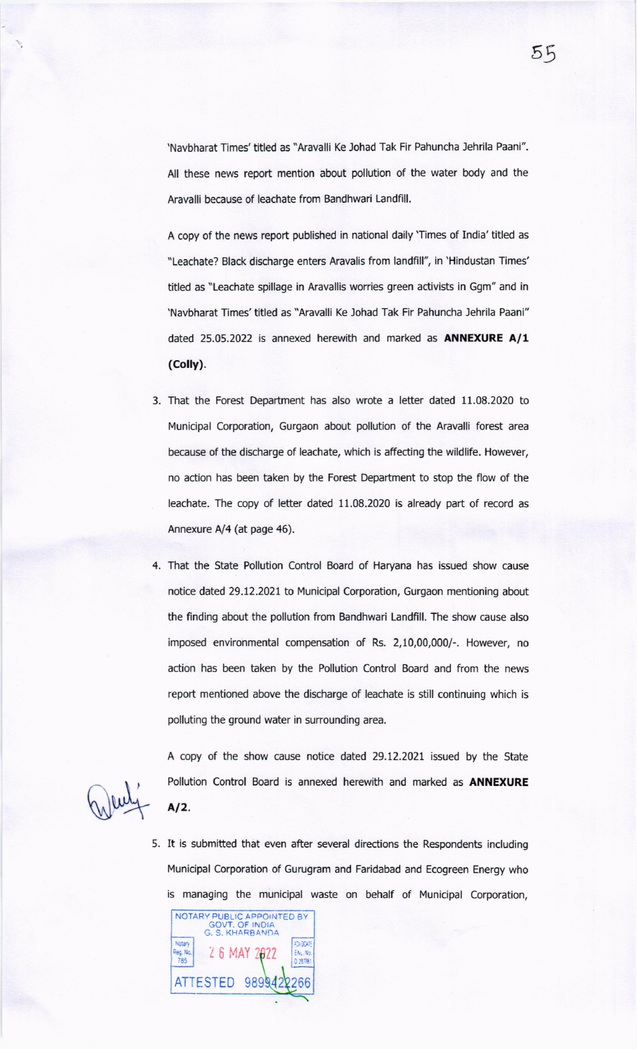'Navbharat Times' titled as "Aravalli Ke Johad Tak Fir Pahuncha Jehrila Paani". All these news report mention about pollution of the water body and the Aravalli because of leachate from Bandhwari Landfill.

A copy of the news report published in national daily 'Times of India' titled as "Leachate? Black discharge enters Aravalis from landfill", in 'Hindustan Times' titled as "Leachate spillage in Aravallis worries green activists in Ggm" and in 'Navbharat Times' titled as "Aravalli Ke Johad Tak Fir Pahuncha Jehrila Paani" dated 25.05.2022 is annexed herewith and marked as **ANNEXURE A/1 (Colly)**.

3. That the Forest Department has also wrote a letter dated 11.08.2020 to Municipal Corporation, Gurgaon about pollution of the Aravalli forest area because of the discharge of leachate, which is affecting the wildlife. However, no action has been taken by the Forest Department to stop the flow of the leachate. The copy of letter dated 11.08.2020 is already part of record as Annexure A/4 (at page 46).

4. That the State Pollution Control Board of Haryana has issued show cause notice dated 29.12.2021 to Municipal Corporation, Gurgaon mentioning about the finding about the pollution from Bandhwari Landfill. The show cause also imposed environmental compensation of Rs. 2,10,00,000/-. However, no action has been taken by the Pollution Control Board and from the news report mentioned above the discharge of leachate is still continuing which is polluting the ground water in surrounding area.

   A copy of the show cause notice dated 29.12.2021 issued by the State Pollution Control Board is annexed herewith and marked as **ANNEXURE A/2**.

5. It is submitted that even after several directions the Respondents including Municipal Corporation of Gurugram and Faridabad and Ecogreen Energy who is managing the municipal waste on behalf of Municipal Corporation,

NOTARY PUBLIC APPOINTED BY GOVT. OF INDIA G. S. KHARBANDA
Notary Reg. No. 785
26 MAY 2022
ATTESTED 9899422266